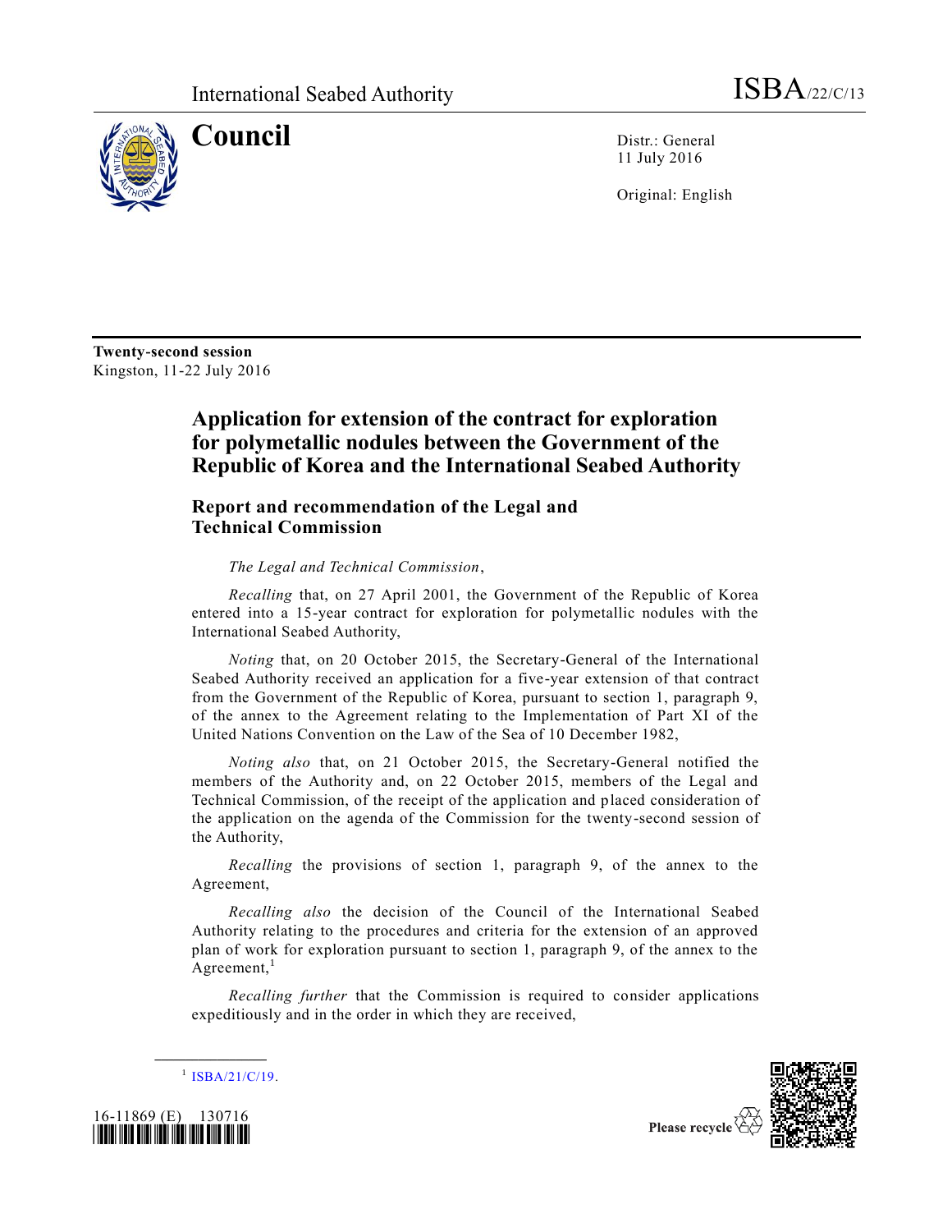International Seabed Authority ISBA/22/C/13

# Council

Distr.: General
11 July 2016

Original: English

**Twenty-second session**
Kingston, 11-22 July 2016

## Application for extension of the contract for exploration for polymetallic nodules between the Government of the Republic of Korea and the International Seabed Authority

### Report and recommendation of the Legal and Technical Commission

*The Legal and Technical Commission*,

*Recalling* that, on 27 April 2001, the Government of the Republic of Korea entered into a 15-year contract for exploration for polymetallic nodules with the International Seabed Authority,

*Noting* that, on 20 October 2015, the Secretary-General of the International Seabed Authority received an application for a five-year extension of that contract from the Government of the Republic of Korea, pursuant to section 1, paragraph 9, of the annex to the Agreement relating to the Implementation of Part XI of the United Nations Convention on the Law of the Sea of 10 December 1982,

*Noting also* that, on 21 October 2015, the Secretary-General notified the members of the Authority and, on 22 October 2015, members of the Legal and Technical Commission, of the receipt of the application and placed consideration of the application on the agenda of the Commission for the twenty-second session of the Authority,

*Recalling* the provisions of section 1, paragraph 9, of the annex to the Agreement,

*Recalling also* the decision of the Council of the International Seabed Authority relating to the procedures and criteria for the extension of an approved plan of work for exploration pursuant to section 1, paragraph 9, of the annex to the Agreement,[1]

*Recalling further* that the Commission is required to consider applications expeditiously and in the order in which they are received,

[1] ISBA/21/C/19.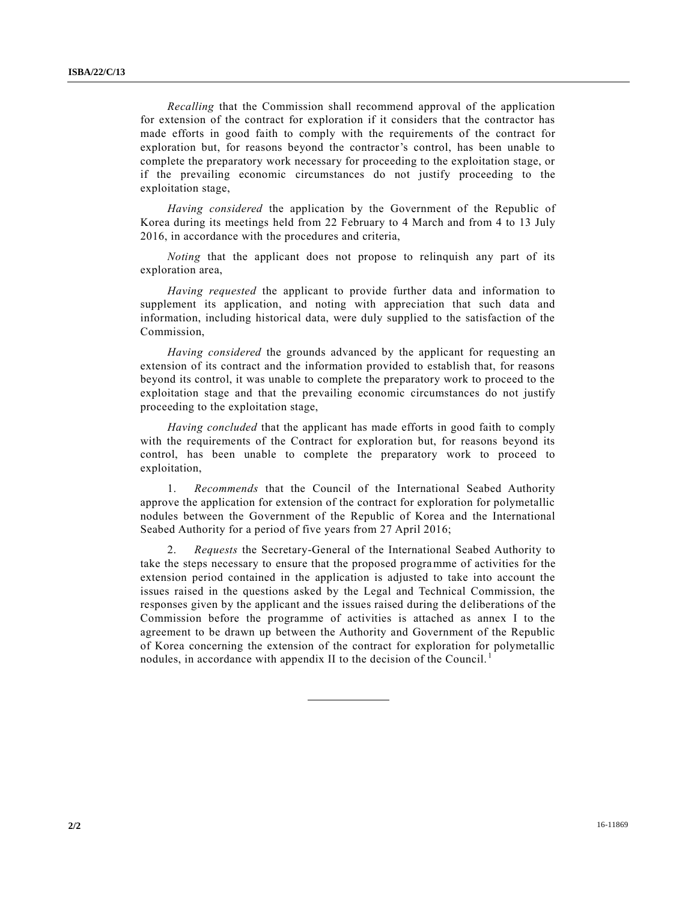*Recalling* that the Commission shall recommend approval of the application for extension of the contract for exploration if it considers that the contractor has made efforts in good faith to comply with the requirements of the contract for exploration but, for reasons beyond the contractor's control, has been unable to complete the preparatory work necessary for proceeding to the exploitation stage, or if the prevailing economic circumstances do not justify proceeding to the exploitation stage,

*Having considered* the application by the Government of the Republic of Korea during its meetings held from 22 February to 4 March and from 4 to 13 July 2016, in accordance with the procedures and criteria,

*Noting* that the applicant does not propose to relinquish any part of its exploration area,

*Having requested* the applicant to provide further data and information to supplement its application, and noting with appreciation that such data and information, including historical data, were duly supplied to the satisfaction of the Commission,

*Having considered* the grounds advanced by the applicant for requesting an extension of its contract and the information provided to establish that, for reasons beyond its control, it was unable to complete the preparatory work to proceed to the exploitation stage and that the prevailing economic circumstances do not justify proceeding to the exploitation stage,

*Having concluded* that the applicant has made efforts in good faith to comply with the requirements of the Contract for exploration but, for reasons beyond its control, has been unable to complete the preparatory work to proceed to exploitation,

1. *Recommends* that the Council of the International Seabed Authority approve the application for extension of the contract for exploration for polymetallic nodules between the Government of the Republic of Korea and the International Seabed Authority for a period of five years from 27 April 2016;

2. *Requests* the Secretary-General of the International Seabed Authority to take the steps necessary to ensure that the proposed programme of activities for the extension period contained in the application is adjusted to take into account the issues raised in the questions asked by the Legal and Technical Commission, the responses given by the applicant and the issues raised during the deliberations of the Commission before the programme of activities is attached as annex I to the agreement to be drawn up between the Authority and Government of the Republic of Korea concerning the extension of the contract for exploration for polymetallic nodules, in accordance with appendix II to the decision of the Council.[1]